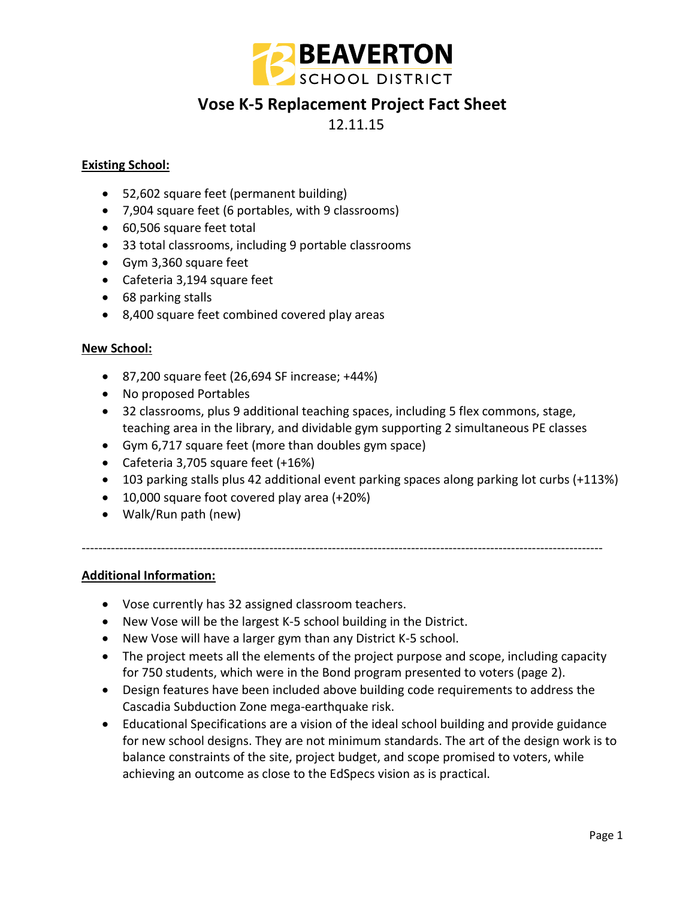BEAVERTON SCHOOL DISTRICT

# Vose K-5 Replacement Project Fact Sheet

12.11.15

**Existing School:**

- 52,602 square feet (permanent building)
- 7,904 square feet (6 portables, with 9 classrooms)
- 60,506 square feet total
- 33 total classrooms, including 9 portable classrooms
- Gym 3,360 square feet
- Cafeteria 3,194 square feet
- 68 parking stalls
- 8,400 square feet combined covered play areas

**New School:**

- 87,200 square feet (26,694 SF increase; +44%)
- No proposed Portables
- 32 classrooms, plus 9 additional teaching spaces, including 5 flex commons, stage, teaching area in the library, and dividable gym supporting 2 simultaneous PE classes
- Gym 6,717 square feet (more than doubles gym space)
- Cafeteria 3,705 square feet (+16%)
- 103 parking stalls plus 42 additional event parking spaces along parking lot curbs (+113%)
- 10,000 square foot covered play area (+20%)
- Walk/Run path (new)

---

**Additional Information:**

- Vose currently has 32 assigned classroom teachers.
- New Vose will be the largest K-5 school building in the District.
- New Vose will have a larger gym than any District K-5 school.
- The project meets all the elements of the project purpose and scope, including capacity for 750 students, which were in the Bond program presented to voters (page 2).
- Design features have been included above building code requirements to address the Cascadia Subduction Zone mega-earthquake risk.
- Educational Specifications are a vision of the ideal school building and provide guidance for new school designs. They are not minimum standards. The art of the design work is to balance constraints of the site, project budget, and scope promised to voters, while achieving an outcome as close to the EdSpecs vision as is practical.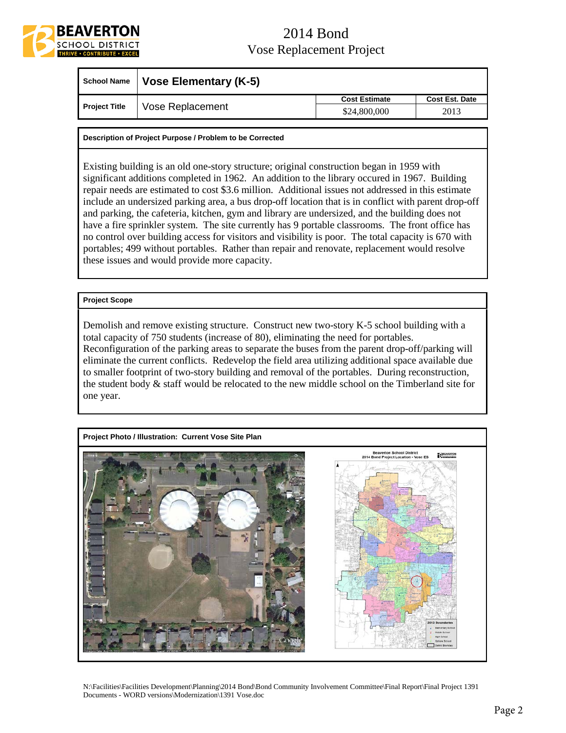# 2014 Bond
## Vose Replacement Project

| School Name | Vose Elementary (K-5) | | |
|---|---|---|---|
| Project Title | Vose Replacement | Cost Estimate | Cost Est. Date |
| | | $24,800,000 | 2013 |

**Description of Project Purpose / Problem to be Corrected**

Existing building is an old one-story structure; original construction began in 1959 with significant additions completed in 1962. An addition to the library occured in 1967. Building repair needs are estimated to cost $3.6 million. Additional issues not addressed in this estimate include an undersized parking area, a bus drop-off location that is in conflict with parent drop-off and parking, the cafeteria, kitchen, gym and library are undersized, and the building does not have a fire sprinkler system. The site currently has 9 portable classrooms. The front office has no control over building access for visitors and visibility is poor. The total capacity is 670 with portables; 499 without portables. Rather than repair and renovate, replacement would resolve these issues and would provide more capacity.

**Project Scope**

Demolish and remove existing structure. Construct new two-story K-5 school building with a total capacity of 750 students (increase of 80), eliminating the need for portables. Reconfiguration of the parking areas to separate the buses from the parent drop-off/parking will eliminate the current conflicts. Redevelop the field area utilizing additional space available due to smaller footprint of two-story building and removal of the portables. During reconstruction, the student body & staff would be relocated to the new middle school on the Timberland site for one year.

**Project Photo / Illustration: Current Vose Site Plan**

N:\Facilities\Facilities Development\Planning\2014 Bond\Bond Community Involvement Committee\Final Report\Final Project 1391 Documents - WORD versions\Modernization\1391 Vose.doc